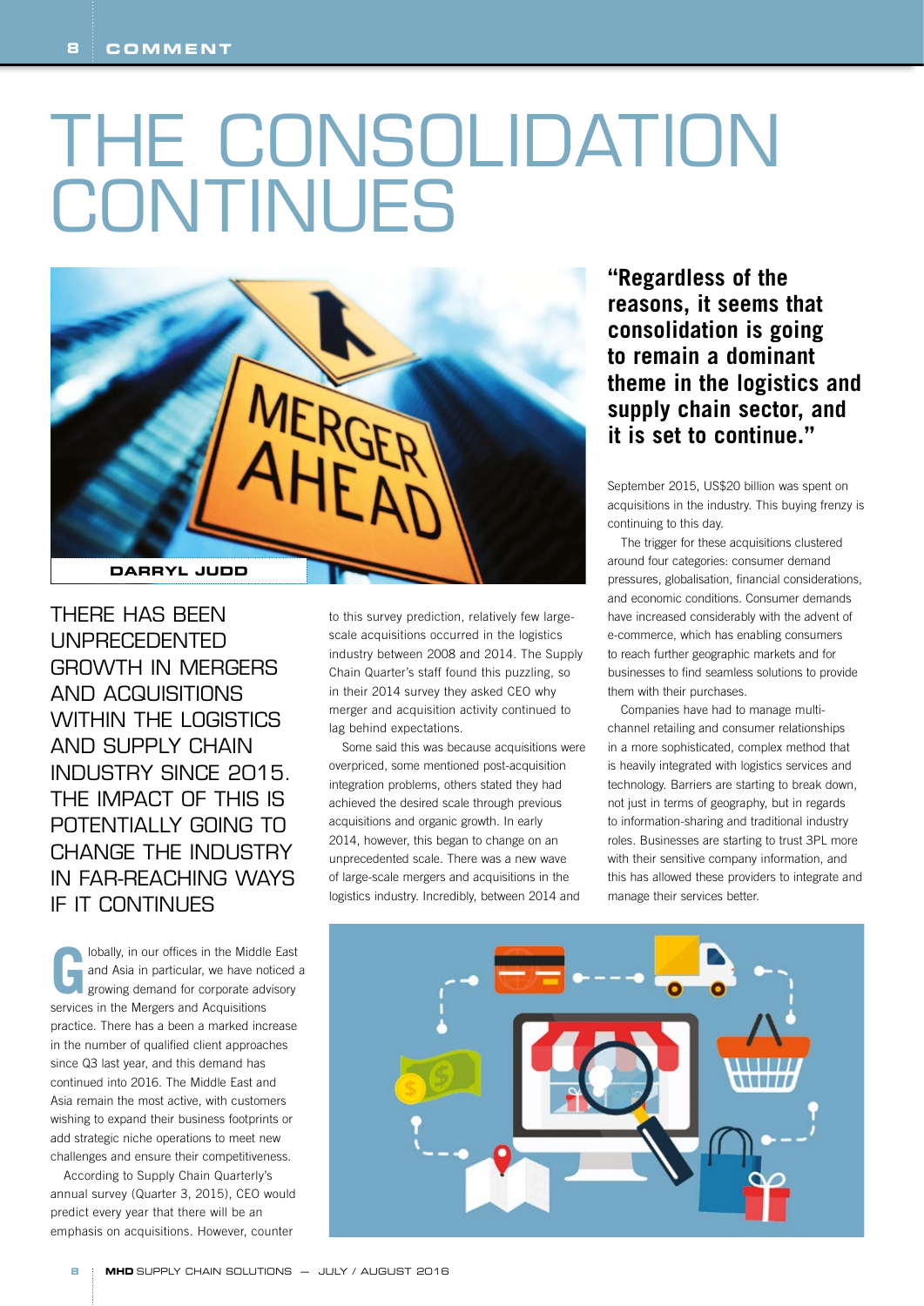# THE CONSOLIDATION CONTINUES

**DARRYL JUDD**

## THERE HAS BEEN UNPRECEDENTED GROWTH IN MERGERS AND ACQUISITIONS WITHIN THE LOGISTICS AND SUPPLY CHAIN INDUSTRY SINCE 2015. THE IMPACT OF THIS IS POTENTIALLY GOING TO CHANGE THE INDUSTRY IN FAR-REACHING WAYS IF IT CONTINUES

Globally, in our offices in the Middle East and Asia in particular, we have noticed a growing demand for corporate advisory services in the Mergers and Acquisitions practice. There has a been a marked increase in the number of qualified client approaches since Q3 last year, and this demand has continued into 2016. The Middle East and Asia remain the most active, with customers wishing to expand their business footprints or add strategic niche operations to meet new challenges and ensure their competitiveness.

According to Supply Chain Quarterly's annual survey (Quarter 3, 2015), CEO would predict every year that there will be an emphasis on acquisitions. However, counter to this survey prediction, relatively few large-scale acquisitions occurred in the logistics industry between 2008 and 2014. The Supply Chain Quarter's staff found this puzzling, so in their 2014 survey they asked CEO why merger and acquisition activity continued to lag behind expectations.

Some said this was because acquisitions were overpriced, some mentioned post-acquisition integration problems, others stated they had achieved the desired scale through previous acquisitions and organic growth. In early 2014, however, this began to change on an unprecedented scale. There was a new wave of large-scale mergers and acquisitions in the logistics industry. Incredibly, between 2014 and September 2015, US$20 billion was spent on acquisitions in the industry. This buying frenzy is continuing to this day.

> **"Regardless of the reasons, it seems that consolidation is going to remain a dominant theme in the logistics and supply chain sector, and it is set to continue."**

The trigger for these acquisitions clustered around four categories: consumer demand pressures, globalisation, financial considerations, and economic conditions. Consumer demands have increased considerably with the advent of e-commerce, which has enabling consumers to reach further geographic markets and for businesses to find seamless solutions to provide them with their purchases.

Companies have had to manage multi-channel retailing and consumer relationships in a more sophisticated, complex method that is heavily integrated with logistics services and technology. Barriers are starting to break down, not just in terms of geography, but in regards to information-sharing and traditional industry roles. Businesses are starting to trust 3PL more with their sensitive company information, and this has allowed these providers to integrate and manage their services better.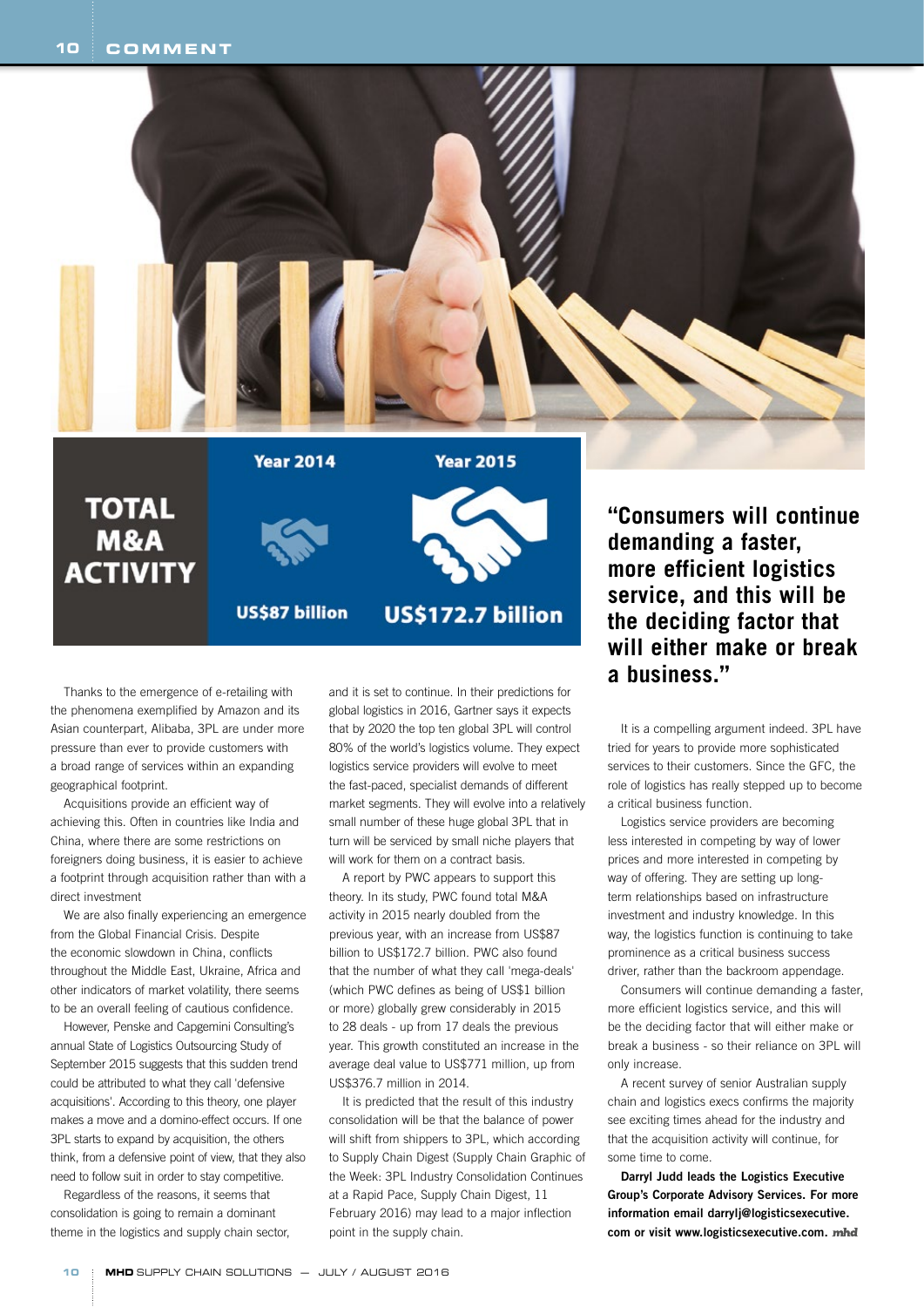TOTAL M&A ACTIVITY

Year 2014

US$87 billion

Year 2015

US$172.7 billion

**"Consumers will continue demanding a faster, more efficient logistics service, and this will be the deciding factor that will either make or break a business."**

Thanks to the emergence of e-retailing with the phenomena exemplified by Amazon and its Asian counterpart, Alibaba, 3PL are under more pressure than ever to provide customers with a broad range of services within an expanding geographical footprint.

Acquisitions provide an efficient way of achieving this. Often in countries like India and China, where there are some restrictions on foreigners doing business, it is easier to achieve a footprint through acquisition rather than with a direct investment

We are also finally experiencing an emergence from the Global Financial Crisis. Despite the economic slowdown in China, conflicts throughout the Middle East, Ukraine, Africa and other indicators of market volatility, there seems to be an overall feeling of cautious confidence.

However, Penske and Capgemini Consulting's annual State of Logistics Outsourcing Study of September 2015 suggests that this sudden trend could be attributed to what they call 'defensive acquisitions'. According to this theory, one player makes a move and a domino-effect occurs. If one 3PL starts to expand by acquisition, the others think, from a defensive point of view, that they also need to follow suit in order to stay competitive.

Regardless of the reasons, it seems that consolidation is going to remain a dominant theme in the logistics and supply chain sector, and it is set to continue. In their predictions for global logistics in 2016, Gartner says it expects that by 2020 the top ten global 3PL will control 80% of the world's logistics volume. They expect logistics service providers will evolve to meet the fast-paced, specialist demands of different market segments. They will evolve into a relatively small number of these huge global 3PL that in turn will be serviced by small niche players that will work for them on a contract basis.

A report by PWC appears to support this theory. In its study, PWC found total M&A activity in 2015 nearly doubled from the previous year, with an increase from US$87 billion to US$172.7 billion. PWC also found that the number of what they call 'mega-deals' (which PWC defines as being of US$1 billion or more) globally grew considerably in 2015 to 28 deals - up from 17 deals the previous year. This growth constituted an increase in the average deal value to US$771 million, up from US$376.7 million in 2014.

It is predicted that the result of this industry consolidation will be that the balance of power will shift from shippers to 3PL, which according to Supply Chain Digest (Supply Chain Graphic of the Week: 3PL Industry Consolidation Continues at a Rapid Pace, Supply Chain Digest, 11 February 2016) may lead to a major inflection point in the supply chain.

It is a compelling argument indeed. 3PL have tried for years to provide more sophisticated services to their customers. Since the GFC, the role of logistics has really stepped up to become a critical business function.

Logistics service providers are becoming less interested in competing by way of lower prices and more interested in competing by way of offering. They are setting up long-term relationships based on infrastructure investment and industry knowledge. In this way, the logistics function is continuing to take prominence as a critical business success driver, rather than the backroom appendage.

Consumers will continue demanding a faster, more efficient logistics service, and this will be the deciding factor that will either make or break a business - so their reliance on 3PL will only increase.

A recent survey of senior Australian supply chain and logistics execs confirms the majority see exciting times ahead for the industry and that the acquisition activity will continue, for some time to come.

**Darryl Judd leads the Logistics Executive Group's Corporate Advisory Services. For more information email darrylj@logisticsexecutive.com or visit www.logisticsexecutive.com.** *mhd*